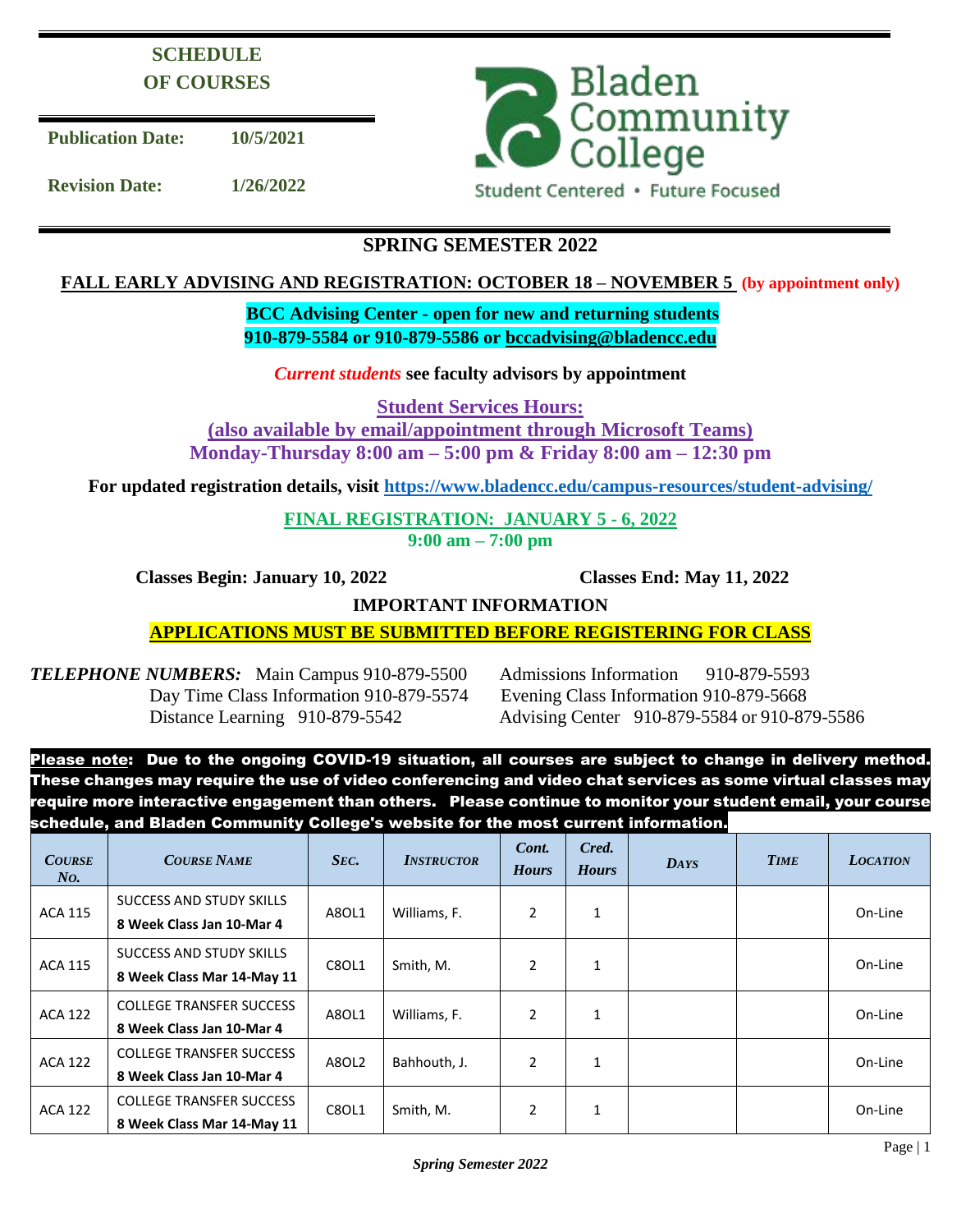**SCHEDULE OF COURSES**

**Publication Date:** 10/5/2021

**Revision Date:** 1/26/2022

Bladen Community College

Student Centered • Future Focused

## SPRING SEMESTER 2022

**FALL EARLY ADVISING AND REGISTRATION: OCTOBER 18 – NOVEMBER 5** **(by appointment only)**

**BCC Advising Center - open for new and returning students**
**910-879-5584 or 910-879-5586 or bccadvising@bladencc.edu**

***Current students*** **see faculty advisors by appointment**

**Student Services Hours:**
**(also available by email/appointment through Microsoft Teams)**
**Monday-Thursday 8:00 am – 5:00 pm & Friday 8:00 am – 12:30 pm**

**For updated registration details, visit https://www.bladencc.edu/campus-resources/student-advising/**

**FINAL REGISTRATION: JANUARY 5 - 6, 2022**
**9:00 am – 7:00 pm**

**Classes Begin: January 10, 2022** **Classes End: May 11, 2022**

**IMPORTANT INFORMATION**

**APPLICATIONS MUST BE SUBMITTED BEFORE REGISTERING FOR CLASS**

***TELEPHONE NUMBERS:*** Main Campus 910-879-5500
Admissions Information 910-879-5593
Day Time Class Information 910-879-5574
Evening Class Information 910-879-5668
Distance Learning 910-879-5542
Advising Center 910-879-5584 or 910-879-5586

**Please note: Due to the ongoing COVID-19 situation, all courses are subject to change in delivery method. These changes may require the use of video conferencing and video chat services as some virtual classes may require more interactive engagement than others. Please continue to monitor your student email, your course schedule, and Bladen Community College's website for the most current information.**

| *Course No.* | *Course Name* | *Sec.* | *Instructor* | *Cont. Hours* | *Cred. Hours* | *Days* | *Time* | *Location* |
|---|---|---|---|---|---|---|---|---|
| ACA 115 | SUCCESS AND STUDY SKILLS **8 Week Class Jan 10-Mar 4** | A8OL1 | Williams, F. | 2 | 1 | | | On-Line |
| ACA 115 | SUCCESS AND STUDY SKILLS **8 Week Class Mar 14-May 11** | C8OL1 | Smith, M. | 2 | 1 | | | On-Line |
| ACA 122 | COLLEGE TRANSFER SUCCESS **8 Week Class Jan 10-Mar 4** | A8OL1 | Williams, F. | 2 | 1 | | | On-Line |
| ACA 122 | COLLEGE TRANSFER SUCCESS **8 Week Class Jan 10-Mar 4** | A8OL2 | Bahhouth, J. | 2 | 1 | | | On-Line |
| ACA 122 | COLLEGE TRANSFER SUCCESS **8 Week Class Mar 14-May 11** | C8OL1 | Smith, M. | 2 | 1 | | | On-Line |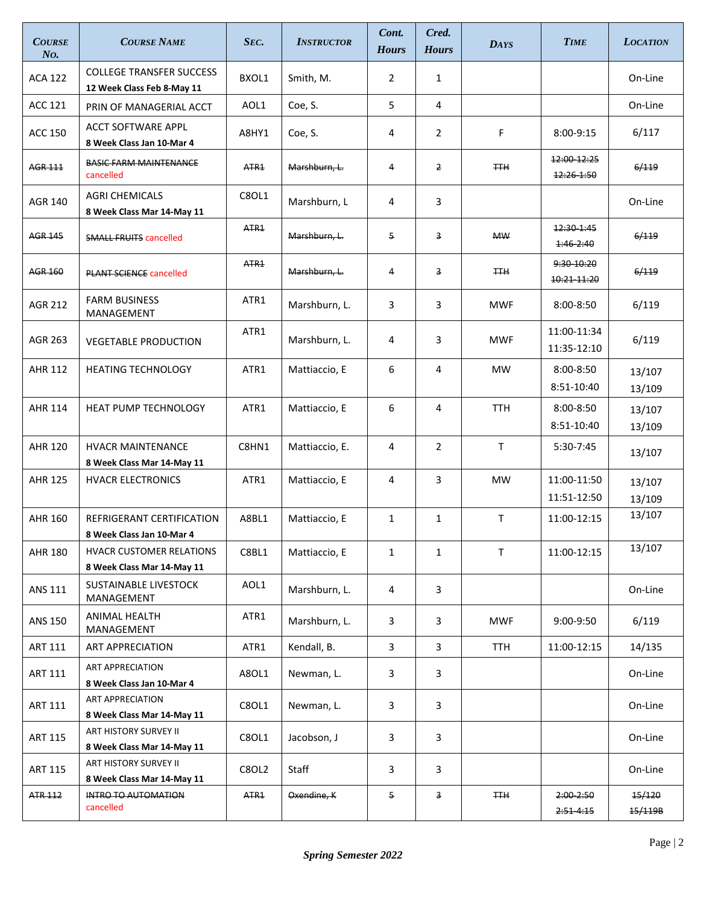| COURSE No. | COURSE NAME | SEC. | INSTRUCTOR | Cont. Hours | Cred. Hours | DAYS | TIME | LOCATION |
|---|---|---|---|---|---|---|---|---|
| ACA 122 | COLLEGE TRANSFER SUCCESS **12 Week Class Feb 8-May 11** | BXOL1 | Smith, M. | 2 | 1 | | | On-Line |
| ACC 121 | PRIN OF MANAGERIAL ACCT | AOL1 | Coe, S. | 5 | 4 | | | On-Line |
| ACC 150 | ACCT SOFTWARE APPL **8 Week Class Jan 10-Mar 4** | A8HY1 | Coe, S. | 4 | 2 | F | 8:00-9:15 | 6/117 |
| ~~AGR 111~~ | ~~BASIC FARM MAINTENANCE~~ cancelled | ~~ATR1~~ | ~~Marshburn, L.~~ | ~~4~~ | ~~2~~ | ~~TTH~~ | ~~12:00-12:25~~ ~~12:26-1:50~~ | ~~6/119~~ |
| AGR 140 | AGRI CHEMICALS **8 Week Class Mar 14-May 11** | C8OL1 | Marshburn, L | 4 | 3 | | | On-Line |
| ~~AGR 145~~ | ~~SMALL FRUITS~~ cancelled | ~~ATR1~~ | ~~Marshburn, L.~~ | ~~5~~ | ~~3~~ | ~~MW~~ | ~~12:30-1:45~~ ~~1:46-2:40~~ | ~~6/119~~ |
| ~~AGR 160~~ | ~~PLANT SCIENCE~~ cancelled | ~~ATR1~~ | ~~Marshburn, L.~~ | ~~4~~ | ~~3~~ | ~~TTH~~ | ~~9:30-10:20~~ ~~10:21-11:20~~ | ~~6/119~~ |
| AGR 212 | FARM BUSINESS MANAGEMENT | ATR1 | Marshburn, L. | 3 | 3 | MWF | 8:00-8:50 | 6/119 |
| AGR 263 | VEGETABLE PRODUCTION | ATR1 | Marshburn, L. | 4 | 3 | MWF | 11:00-11:34 11:35-12:10 | 6/119 |
| AHR 112 | HEATING TECHNOLOGY | ATR1 | Mattiaccio, E | 6 | 4 | MW | 8:00-8:50 8:51-10:40 | 13/107 13/109 |
| AHR 114 | HEAT PUMP TECHNOLOGY | ATR1 | Mattiaccio, E | 6 | 4 | TTH | 8:00-8:50 8:51-10:40 | 13/107 13/109 |
| AHR 120 | HVACR MAINTENANCE **8 Week Class Mar 14-May 11** | C8HN1 | Mattiaccio, E. | 4 | 2 | T | 5:30-7:45 | 13/107 |
| AHR 125 | HVACR ELECTRONICS | ATR1 | Mattiaccio, E | 4 | 3 | MW | 11:00-11:50 11:51-12:50 | 13/107 13/109 |
| AHR 160 | REFRIGERANT CERTIFICATION **8 Week Class Jan 10-Mar 4** | A8BL1 | Mattiaccio, E | 1 | 1 | T | 11:00-12:15 | 13/107 |
| AHR 180 | HVACR CUSTOMER RELATIONS **8 Week Class Mar 14-May 11** | C8BL1 | Mattiaccio, E | 1 | 1 | T | 11:00-12:15 | 13/107 |
| ANS 111 | SUSTAINABLE LIVESTOCK MANAGEMENT | AOL1 | Marshburn, L. | 4 | 3 | | | On-Line |
| ANS 150 | ANIMAL HEALTH MANAGEMENT | ATR1 | Marshburn, L. | 3 | 3 | MWF | 9:00-9:50 | 6/119 |
| ART 111 | ART APPRECIATION | ATR1 | Kendall, B. | 3 | 3 | TTH | 11:00-12:15 | 14/135 |
| ART 111 | ART APPRECIATION **8 Week Class Jan 10-Mar 4** | A8OL1 | Newman, L. | 3 | 3 | | | On-Line |
| ART 111 | ART APPRECIATION **8 Week Class Mar 14-May 11** | C8OL1 | Newman, L. | 3 | 3 | | | On-Line |
| ART 115 | ART HISTORY SURVEY II **8 Week Class Mar 14-May 11** | C8OL1 | Jacobson, J | 3 | 3 | | | On-Line |
| ART 115 | ART HISTORY SURVEY II **8 Week Class Mar 14-May 11** | C8OL2 | Staff | 3 | 3 | | | On-Line |
| ~~ATR 112~~ | ~~INTRO TO AUTOMATION~~ cancelled | ~~ATR1~~ | ~~Oxendine, K~~ | ~~5~~ | ~~3~~ | ~~TTH~~ | ~~2:00-2:50~~ ~~2:51-4:15~~ | ~~15/120~~ ~~15/119B~~ |

*Spring Semester 2022*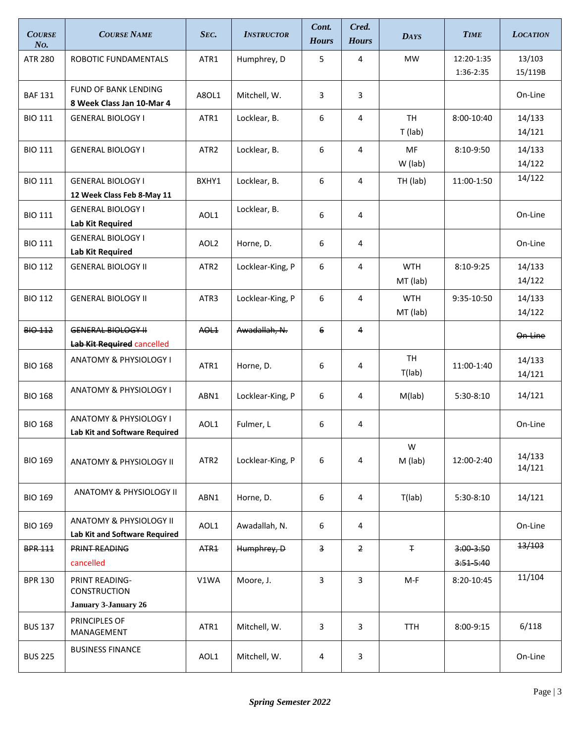| COURSE No. | COURSE NAME | SEC. | INSTRUCTOR | Cont. Hours | Cred. Hours | DAYS | TIME | LOCATION |
|---|---|---|---|---|---|---|---|---|
| ATR 280 | ROBOTIC FUNDAMENTALS | ATR1 | Humphrey, D | 5 | 4 | MW | 12:20-1:35<br>1:36-2:35 | 13/103<br>15/119B |
| BAF 131 | FUND OF BANK LENDING<br>**8 Week Class Jan 10-Mar 4** | A8OL1 | Mitchell, W. | 3 | 3 | | | On-Line |
| BIO 111 | GENERAL BIOLOGY I | ATR1 | Locklear, B. | 6 | 4 | TH<br>T (lab) | 8:00-10:40 | 14/133<br>14/121 |
| BIO 111 | GENERAL BIOLOGY I | ATR2 | Locklear, B. | 6 | 4 | MF<br>W (lab) | 8:10-9:50 | 14/133<br>14/122 |
| BIO 111 | GENERAL BIOLOGY I<br>**12 Week Class Feb 8-May 11** | BXHY1 | Locklear, B. | 6 | 4 | TH (lab) | 11:00-1:50 | 14/122 |
| BIO 111 | GENERAL BIOLOGY I<br>**Lab Kit Required** | AOL1 | Locklear, B. | 6 | 4 | | | On-Line |
| BIO 111 | GENERAL BIOLOGY I<br>**Lab Kit Required** | AOL2 | Horne, D. | 6 | 4 | | | On-Line |
| BIO 112 | GENERAL BIOLOGY II | ATR2 | Locklear-King, P | 6 | 4 | WTH<br>MT (lab) | 8:10-9:25 | 14/133<br>14/122 |
| BIO 112 | GENERAL BIOLOGY II | ATR3 | Locklear-King, P | 6 | 4 | WTH<br>MT (lab) | 9:35-10:50 | 14/133<br>14/122 |
| ~~BIO 112~~ | ~~GENERAL BIOLOGY II~~<br>~~**Lab Kit Required**~~ cancelled | ~~AOL1~~ | ~~Awadallah, N.~~ | ~~6~~ | ~~4~~ | | | ~~On-Line~~ |
| BIO 168 | ANATOMY & PHYSIOLOGY I | ATR1 | Horne, D. | 6 | 4 | TH<br>T(lab) | 11:00-1:40 | 14/133<br>14/121 |
| BIO 168 | ANATOMY & PHYSIOLOGY I | ABN1 | Locklear-King, P | 6 | 4 | M(lab) | 5:30-8:10 | 14/121 |
| BIO 168 | ANATOMY & PHYSIOLOGY I<br>**Lab Kit and Software Required** | AOL1 | Fulmer, L | 6 | 4 | | | On-Line |
| BIO 169 | ANATOMY & PHYSIOLOGY II | ATR2 | Locklear-King, P | 6 | 4 | W<br>M (lab) | 12:00-2:40 | 14/133<br>14/121 |
| BIO 169 | ANATOMY & PHYSIOLOGY II | ABN1 | Horne, D. | 6 | 4 | T(lab) | 5:30-8:10 | 14/121 |
| BIO 169 | ANATOMY & PHYSIOLOGY II<br>**Lab Kit and Software Required** | AOL1 | Awadallah, N. | 6 | 4 | | | On-Line |
| ~~BPR 111~~ | ~~PRINT READING~~<br>cancelled | ~~ATR1~~ | ~~Humphrey, D~~ | ~~3~~ | ~~2~~ | ~~T~~ | ~~3:00-3:50~~<br>~~3:51-5:40~~ | ~~13/103~~ |
| BPR 130 | PRINT READING-CONSTRUCTION<br>**January 3-January 26** | V1WA | Moore, J. | 3 | 3 | M-F | 8:20-10:45 | 11/104 |
| BUS 137 | PRINCIPLES OF MANAGEMENT | ATR1 | Mitchell, W. | 3 | 3 | TTH | 8:00-9:15 | 6/118 |
| BUS 225 | BUSINESS FINANCE | AOL1 | Mitchell, W. | 4 | 3 | | | On-Line |

*Spring Semester 2022*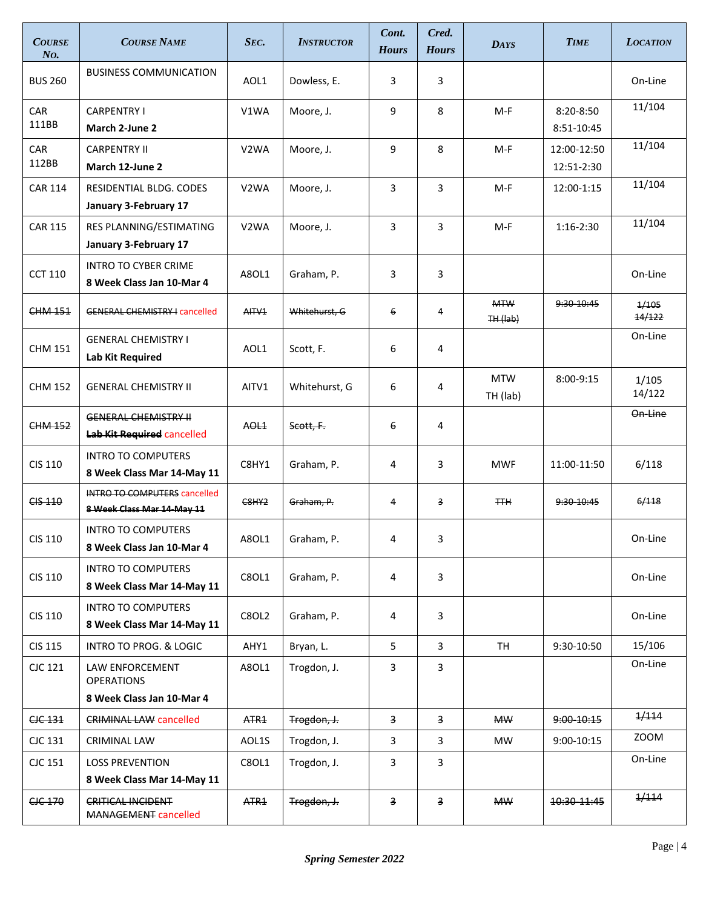| Course No. | Course Name | Sec. | Instructor | Cont. Hours | Cred. Hours | Days | Time | Location |
|---|---|---|---|---|---|---|---|---|
| BUS 260 | BUSINESS COMMUNICATION | AOL1 | Dowless, E. | 3 | 3 | | | On-Line |
| CAR 111BB | CARPENTRY I **March 2-June 2** | V1WA | Moore, J. | 9 | 8 | M-F | 8:20-8:50 8:51-10:45 | 11/104 |
| CAR 112BB | CARPENTRY II **March 12-June 2** | V2WA | Moore, J. | 9 | 8 | M-F | 12:00-12:50 12:51-2:30 | 11/104 |
| CAR 114 | RESIDENTIAL BLDG. CODES **January 3-February 17** | V2WA | Moore, J. | 3 | 3 | M-F | 12:00-1:15 | 11/104 |
| CAR 115 | RES PLANNING/ESTIMATING **January 3-February 17** | V2WA | Moore, J. | 3 | 3 | M-F | 1:16-2:30 | 11/104 |
| CCT 110 | INTRO TO CYBER CRIME **8 Week Class Jan 10-Mar 4** | A8OL1 | Graham, P. | 3 | 3 | | | On-Line |
| ~~CHM 151~~ | ~~GENERAL CHEMISTRY I~~ cancelled | ~~AITV1~~ | ~~Whitehurst, G~~ | ~~6~~ | ~~4~~ | ~~MTW TH (lab)~~ | ~~9:30-10:45~~ | ~~1/105 14/122~~ |
| CHM 151 | GENERAL CHEMISTRY I **Lab Kit Required** | AOL1 | Scott, F. | 6 | 4 | | | On-Line |
| CHM 152 | GENERAL CHEMISTRY II | AITV1 | Whitehurst, G | 6 | 4 | MTW TH (lab) | 8:00-9:15 | 1/105 14/122 |
| ~~CHM 152~~ | ~~GENERAL CHEMISTRY II~~ ~~**Lab Kit Required**~~ cancelled | ~~AOL1~~ | ~~Scott, F.~~ | ~~6~~ | ~~4~~ | | | ~~On-Line~~ |
| CIS 110 | INTRO TO COMPUTERS **8 Week Class Mar 14-May 11** | C8HY1 | Graham, P. | 4 | 3 | MWF | 11:00-11:50 | 6/118 |
| ~~CIS 110~~ | ~~INTRO TO COMPUTERS~~ cancelled ~~**8 Week Class Mar 14-May 11**~~ | ~~C8HY2~~ | ~~Graham, P.~~ | ~~4~~ | ~~3~~ | ~~TTH~~ | ~~9:30-10:45~~ | ~~6/118~~ |
| CIS 110 | INTRO TO COMPUTERS **8 Week Class Jan 10-Mar 4** | A8OL1 | Graham, P. | 4 | 3 | | | On-Line |
| CIS 110 | INTRO TO COMPUTERS **8 Week Class Mar 14-May 11** | C8OL1 | Graham, P. | 4 | 3 | | | On-Line |
| CIS 110 | INTRO TO COMPUTERS **8 Week Class Mar 14-May 11** | C8OL2 | Graham, P. | 4 | 3 | | | On-Line |
| CIS 115 | INTRO TO PROG. & LOGIC | AHY1 | Bryan, L. | 5 | 3 | TH | 9:30-10:50 | 15/106 |
| CJC 121 | LAW ENFORCEMENT OPERATIONS **8 Week Class Jan 10-Mar 4** | A8OL1 | Trogdon, J. | 3 | 3 | | | On-Line |
| ~~CJC 131~~ | ~~CRIMINAL LAW~~ cancelled | ~~ATR1~~ | ~~Trogdon, J.~~ | ~~3~~ | ~~3~~ | ~~MW~~ | ~~9:00-10:15~~ | ~~1/114~~ |
| CJC 131 | CRIMINAL LAW | AOL1S | Trogdon, J. | 3 | 3 | MW | 9:00-10:15 | ZOOM |
| CJC 151 | LOSS PREVENTION **8 Week Class Mar 14-May 11** | C8OL1 | Trogdon, J. | 3 | 3 | | | On-Line |
| ~~CJC 170~~ | ~~CRITICAL INCIDENT MANAGEMENT~~ cancelled | ~~ATR1~~ | ~~Trogdon, J.~~ | ~~3~~ | ~~3~~ | ~~MW~~ | ~~10:30-11:45~~ | ~~1/114~~ |

*Spring Semester 2022*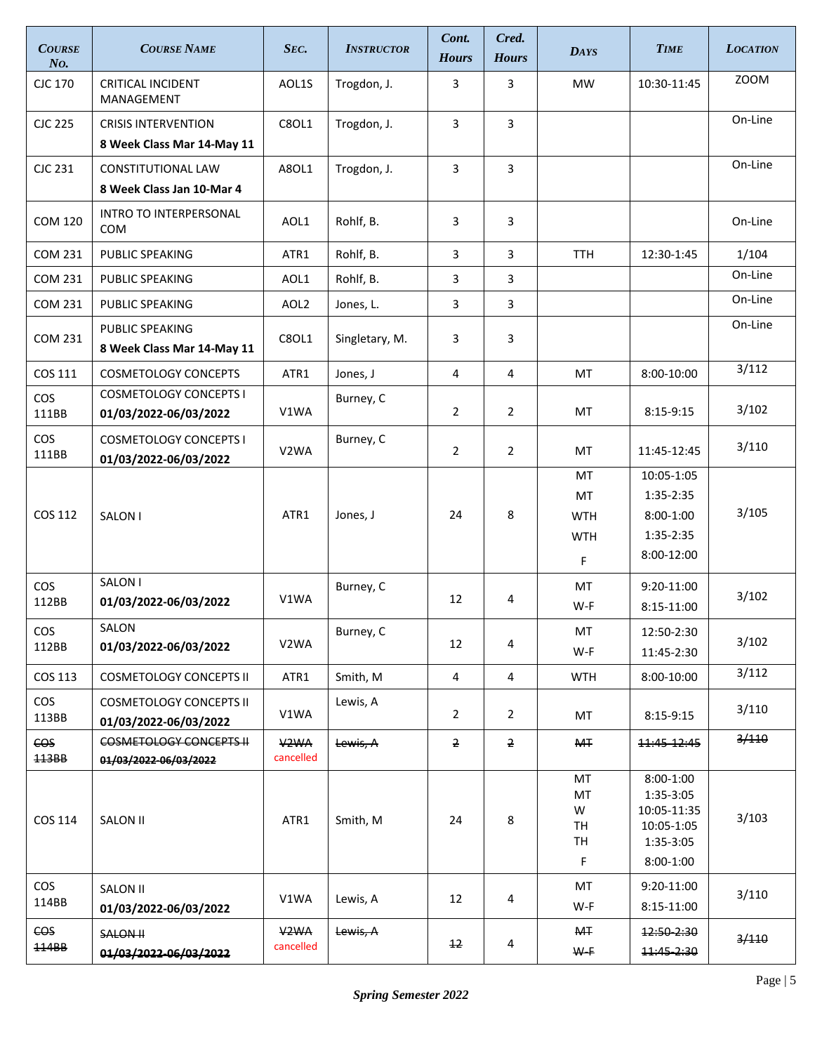| Course No. | Course Name | Sec. | Instructor | Cont. Hours | Cred. Hours | Days | Time | Location |
|---|---|---|---|---|---|---|---|---|
| CJC 170 | CRITICAL INCIDENT MANAGEMENT | AOL1S | Trogdon, J. | 3 | 3 | MW | 10:30-11:45 | ZOOM |
| CJC 225 | CRISIS INTERVENTION **8 Week Class Mar 14-May 11** | C8OL1 | Trogdon, J. | 3 | 3 | | | On-Line |
| CJC 231 | CONSTITUTIONAL LAW **8 Week Class Jan 10-Mar 4** | A8OL1 | Trogdon, J. | 3 | 3 | | | On-Line |
| COM 120 | INTRO TO INTERPERSONAL COM | AOL1 | Rohlf, B. | 3 | 3 | | | On-Line |
| COM 231 | PUBLIC SPEAKING | ATR1 | Rohlf, B. | 3 | 3 | TTH | 12:30-1:45 | 1/104 |
| COM 231 | PUBLIC SPEAKING | AOL1 | Rohlf, B. | 3 | 3 | | | On-Line |
| COM 231 | PUBLIC SPEAKING | AOL2 | Jones, L. | 3 | 3 | | | On-Line |
| COM 231 | PUBLIC SPEAKING **8 Week Class Mar 14-May 11** | C8OL1 | Singletary, M. | 3 | 3 | | | On-Line |
| COS 111 | COSMETOLOGY CONCEPTS | ATR1 | Jones, J | 4 | 4 | MT | 8:00-10:00 | 3/112 |
| COS 111BB | COSMETOLOGY CONCEPTS I **01/03/2022-06/03/2022** | V1WA | Burney, C | 2 | 2 | MT | 8:15-9:15 | 3/102 |
| COS 111BB | COSMETOLOGY CONCEPTS I **01/03/2022-06/03/2022** | V2WA | Burney, C | 2 | 2 | MT | 11:45-12:45 | 3/110 |
| COS 112 | SALON I | ATR1 | Jones, J | 24 | 8 | MT<br>MT<br>WTH<br>WTH<br>F | 10:05-1:05<br>1:35-2:35<br>8:00-1:00<br>1:35-2:35<br>8:00-12:00 | 3/105 |
| COS 112BB | SALON I **01/03/2022-06/03/2022** | V1WA | Burney, C | 12 | 4 | MT<br>W-F | 9:20-11:00<br>8:15-11:00 | 3/102 |
| COS 112BB | SALON **01/03/2022-06/03/2022** | V2WA | Burney, C | 12 | 4 | MT<br>W-F | 12:50-2:30<br>11:45-2:30 | 3/102 |
| COS 113 | COSMETOLOGY CONCEPTS II | ATR1 | Smith, M | 4 | 4 | WTH | 8:00-10:00 | 3/112 |
| COS 113BB | COSMETOLOGY CONCEPTS II **01/03/2022-06/03/2022** | V1WA | Lewis, A | 2 | 2 | MT | 8:15-9:15 | 3/110 |
| ~~COS 113BB~~ | ~~COSMETOLOGY CONCEPTS II~~ ~~**01/03/2022-06/03/2022**~~ | ~~V2WA~~ cancelled | ~~Lewis, A~~ | ~~2~~ | ~~2~~ | ~~MT~~ | ~~11:45-12:45~~ | ~~3/110~~ |
| COS 114 | SALON II | ATR1 | Smith, M | 24 | 8 | MT<br>MT<br>W<br>TH<br>TH<br>F | 8:00-1:00<br>1:35-3:05<br>10:05-11:35<br>10:05-1:05<br>1:35-3:05<br>8:00-1:00 | 3/103 |
| COS 114BB | SALON II **01/03/2022-06/03/2022** | V1WA | Lewis, A | 12 | 4 | MT<br>W-F | 9:20-11:00<br>8:15-11:00 | 3/110 |
| ~~COS 114BB~~ | ~~SALON II~~ ~~**01/03/2022-06/03/2022**~~ | ~~V2WA~~ cancelled | ~~Lewis, A~~ | ~~12~~ | 4 | ~~MT~~<br>~~W-F~~ | ~~12:50-2:30~~<br>~~11:45-2:30~~ | ~~3/110~~ |

*Spring Semester 2022*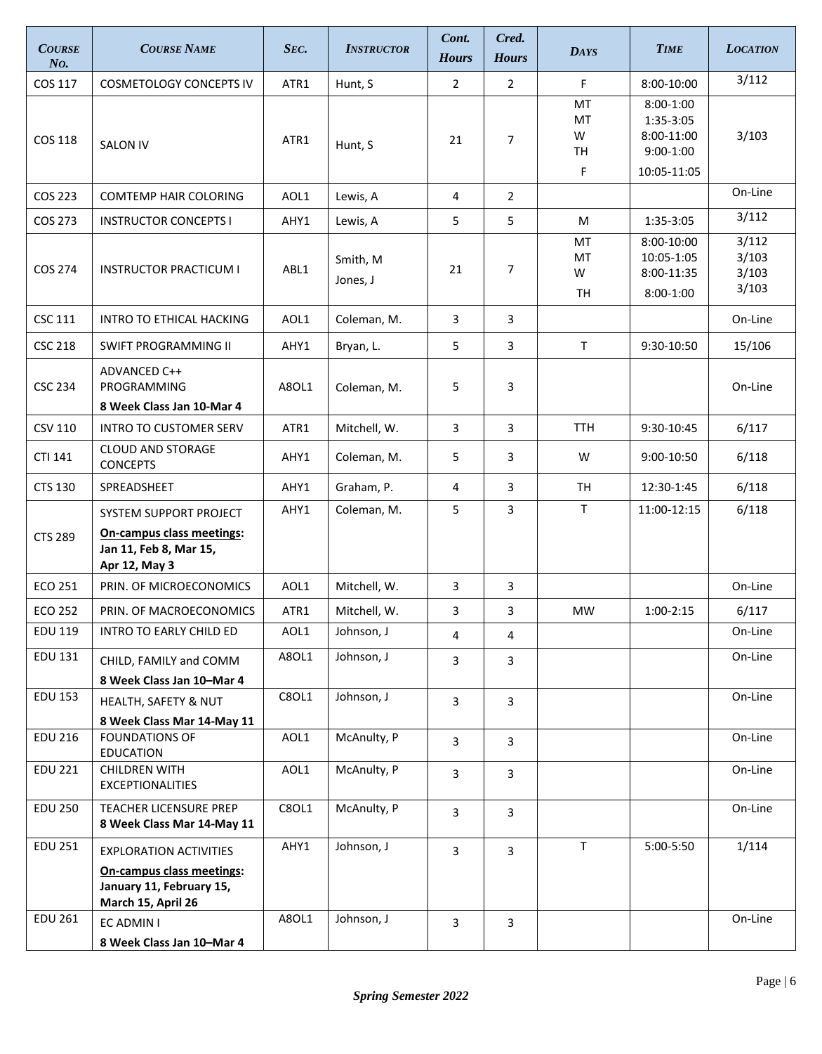| Course No. | Course Name | Sec. | Instructor | Cont. Hours | Cred. Hours | Days | Time | Location |
|---|---|---|---|---|---|---|---|---|
| COS 117 | COSMETOLOGY CONCEPTS IV | ATR1 | Hunt, S | 2 | 2 | F | 8:00-10:00 | 3/112 |
| COS 118 | SALON IV | ATR1 | Hunt, S | 21 | 7 | MT<br>MT<br>W<br>TH<br>F | 8:00-1:00<br>1:35-3:05<br>8:00-11:00<br>9:00-1:00<br>10:05-11:05 | 3/103 |
| COS 223 | COMTEMP HAIR COLORING | AOL1 | Lewis, A | 4 | 2 | | | On-Line |
| COS 273 | INSTRUCTOR CONCEPTS I | AHY1 | Lewis, A | 5 | 5 | M | 1:35-3:05 | 3/112 |
| COS 274 | INSTRUCTOR PRACTICUM I | ABL1 | Smith, M<br>Jones, J | 21 | 7 | MT<br>MT<br>W<br>TH | 8:00-10:00<br>10:05-1:05<br>8:00-11:35<br>8:00-1:00 | 3/112<br>3/103<br>3/103<br>3/103 |
| CSC 111 | INTRO TO ETHICAL HACKING | AOL1 | Coleman, M. | 3 | 3 | | | On-Line |
| CSC 218 | SWIFT PROGRAMMING II | AHY1 | Bryan, L. | 5 | 3 | T | 9:30-10:50 | 15/106 |
| CSC 234 | ADVANCED C++ PROGRAMMING<br>**8 Week Class Jan 10-Mar 4** | A8OL1 | Coleman, M. | 5 | 3 | | | On-Line |
| CSV 110 | INTRO TO CUSTOMER SERV | ATR1 | Mitchell, W. | 3 | 3 | TTH | 9:30-10:45 | 6/117 |
| CTI 141 | CLOUD AND STORAGE CONCEPTS | AHY1 | Coleman, M. | 5 | 3 | W | 9:00-10:50 | 6/118 |
| CTS 130 | SPREADSHEET | AHY1 | Graham, P. | 4 | 3 | TH | 12:30-1:45 | 6/118 |
| CTS 289 | SYSTEM SUPPORT PROJECT<br>**On-campus class meetings: Jan 11, Feb 8, Mar 15, Apr 12, May 3** | AHY1 | Coleman, M. | 5 | 3 | T | 11:00-12:15 | 6/118 |
| ECO 251 | PRIN. OF MICROECONOMICS | AOL1 | Mitchell, W. | 3 | 3 | | | On-Line |
| ECO 252 | PRIN. OF MACROECONOMICS | ATR1 | Mitchell, W. | 3 | 3 | MW | 1:00-2:15 | 6/117 |
| EDU 119 | INTRO TO EARLY CHILD ED | AOL1 | Johnson, J | 4 | 4 | | | On-Line |
| EDU 131 | CHILD, FAMILY and COMM<br>**8 Week Class Jan 10–Mar 4** | A8OL1 | Johnson, J | 3 | 3 | | | On-Line |
| EDU 153 | HEALTH, SAFETY & NUT<br>**8 Week Class Mar 14-May 11** | C8OL1 | Johnson, J | 3 | 3 | | | On-Line |
| EDU 216 | FOUNDATIONS OF EDUCATION | AOL1 | McAnulty, P | 3 | 3 | | | On-Line |
| EDU 221 | CHILDREN WITH EXCEPTIONALITIES | AOL1 | McAnulty, P | 3 | 3 | | | On-Line |
| EDU 250 | TEACHER LICENSURE PREP<br>**8 Week Class Mar 14-May 11** | C8OL1 | McAnulty, P | 3 | 3 | | | On-Line |
| EDU 251 | EXPLORATION ACTIVITIES<br>**On-campus class meetings: January 11, February 15, March 15, April 26** | AHY1 | Johnson, J | 3 | 3 | T | 5:00-5:50 | 1/114 |
| EDU 261 | EC ADMIN I<br>**8 Week Class Jan 10–Mar 4** | A8OL1 | Johnson, J | 3 | 3 | | | On-Line |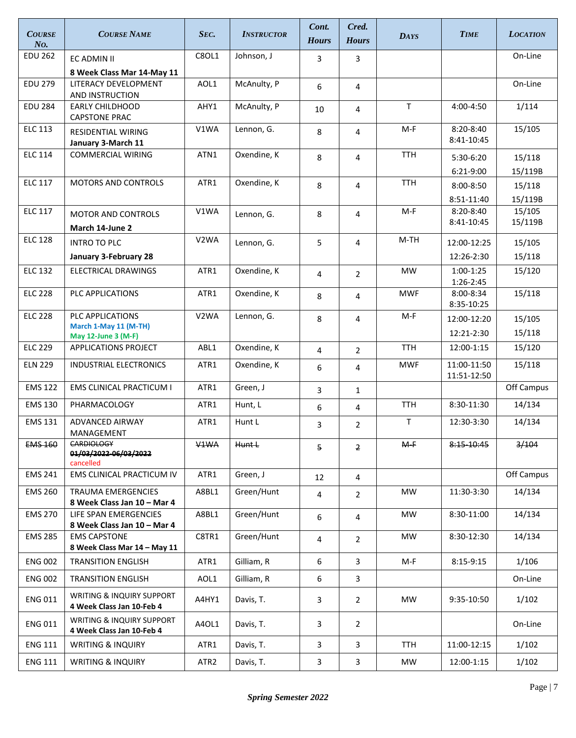| COURSE No. | COURSE NAME | SEC. | INSTRUCTOR | Cont. Hours | Cred. Hours | DAYS | TIME | LOCATION |
|---|---|---|---|---|---|---|---|---|
| EDU 262 | EC ADMIN II **8 Week Class Mar 14-May 11** | C8OL1 | Johnson, J | 3 | 3 | | | On-Line |
| EDU 279 | LITERACY DEVELOPMENT AND INSTRUCTION | AOL1 | McAnulty, P | 6 | 4 | | | On-Line |
| EDU 284 | EARLY CHILDHOOD CAPSTONE PRAC | AHY1 | McAnulty, P | 10 | 4 | T | 4:00-4:50 | 1/114 |
| ELC 113 | RESIDENTIAL WIRING **January 3-March 11** | V1WA | Lennon, G. | 8 | 4 | M-F | 8:20-8:40 8:41-10:45 | 15/105 |
| ELC 114 | COMMERCIAL WIRING | ATN1 | Oxendine, K | 8 | 4 | TTH | 5:30-6:20 6:21-9:00 | 15/118 15/119B |
| ELC 117 | MOTORS AND CONTROLS | ATR1 | Oxendine, K | 8 | 4 | TTH | 8:00-8:50 8:51-11:40 | 15/118 15/119B |
| ELC 117 | MOTOR AND CONTROLS **March 14-June 2** | V1WA | Lennon, G. | 8 | 4 | M-F | 8:20-8:40 8:41-10:45 | 15/105 15/119B |
| ELC 128 | INTRO TO PLC **January 3-February 28** | V2WA | Lennon, G. | 5 | 4 | M-TH | 12:00-12:25 12:26-2:30 | 15/105 15/118 |
| ELC 132 | ELECTRICAL DRAWINGS | ATR1 | Oxendine, K | 4 | 2 | MW | 1:00-1:25 1:26-2:45 | 15/120 |
| ELC 228 | PLC APPLICATIONS | ATR1 | Oxendine, K | 8 | 4 | MWF | 8:00-8:34 8:35-10:25 | 15/118 |
| ELC 228 | PLC APPLICATIONS **March 1-May 11 (M-TH)** **May 12-June 3 (M-F)** | V2WA | Lennon, G. | 8 | 4 | M-F | 12:00-12:20 12:21-2:30 | 15/105 15/118 |
| ELC 229 | APPLICATIONS PROJECT | ABL1 | Oxendine, K | 4 | 2 | TTH | 12:00-1:15 | 15/120 |
| ELN 229 | INDUSTRIAL ELECTRONICS | ATR1 | Oxendine, K | 6 | 4 | MWF | 11:00-11:50 11:51-12:50 | 15/118 |
| EMS 122 | EMS CLINICAL PRACTICUM I | ATR1 | Green, J | 3 | 1 | | | Off Campus |
| EMS 130 | PHARMACOLOGY | ATR1 | Hunt, L | 6 | 4 | TTH | 8:30-11:30 | 14/134 |
| EMS 131 | ADVANCED AIRWAY MANAGEMENT | ATR1 | Hunt L | 3 | 2 | T | 12:30-3:30 | 14/134 |
| ~~EMS 160~~ | ~~CARDIOLOGY~~ ~~**01/03/2022-06/03/2022**~~ cancelled | ~~V1WA~~ | ~~Hunt L~~ | ~~5~~ | ~~2~~ | ~~M-F~~ | ~~8:15-10:45~~ | ~~3/104~~ |
| EMS 241 | EMS CLINICAL PRACTICUM IV | ATR1 | Green, J | 12 | 4 | | | Off Campus |
| EMS 260 | TRAUMA EMERGENCIES **8 Week Class Jan 10 – Mar 4** | A8BL1 | Green/Hunt | 4 | 2 | MW | 11:30-3:30 | 14/134 |
| EMS 270 | LIFE SPAN EMERGENCIES **8 Week Class Jan 10 – Mar 4** | A8BL1 | Green/Hunt | 6 | 4 | MW | 8:30-11:00 | 14/134 |
| EMS 285 | EMS CAPSTONE **8 Week Class Mar 14 – May 11** | C8TR1 | Green/Hunt | 4 | 2 | MW | 8:30-12:30 | 14/134 |
| ENG 002 | TRANSITION ENGLISH | ATR1 | Gilliam, R | 6 | 3 | M-F | 8:15-9:15 | 1/106 |
| ENG 002 | TRANSITION ENGLISH | AOL1 | Gilliam, R | 6 | 3 | | | On-Line |
| ENG 011 | WRITING & INQUIRY SUPPORT **4 Week Class Jan 10-Feb 4** | A4HY1 | Davis, T. | 3 | 2 | MW | 9:35-10:50 | 1/102 |
| ENG 011 | WRITING & INQUIRY SUPPORT **4 Week Class Jan 10-Feb 4** | A4OL1 | Davis, T. | 3 | 2 | | | On-Line |
| ENG 111 | WRITING & INQUIRY | ATR1 | Davis, T. | 3 | 3 | TTH | 11:00-12:15 | 1/102 |
| ENG 111 | WRITING & INQUIRY | ATR2 | Davis, T. | 3 | 3 | MW | 12:00-1:15 | 1/102 |

*Spring Semester 2022*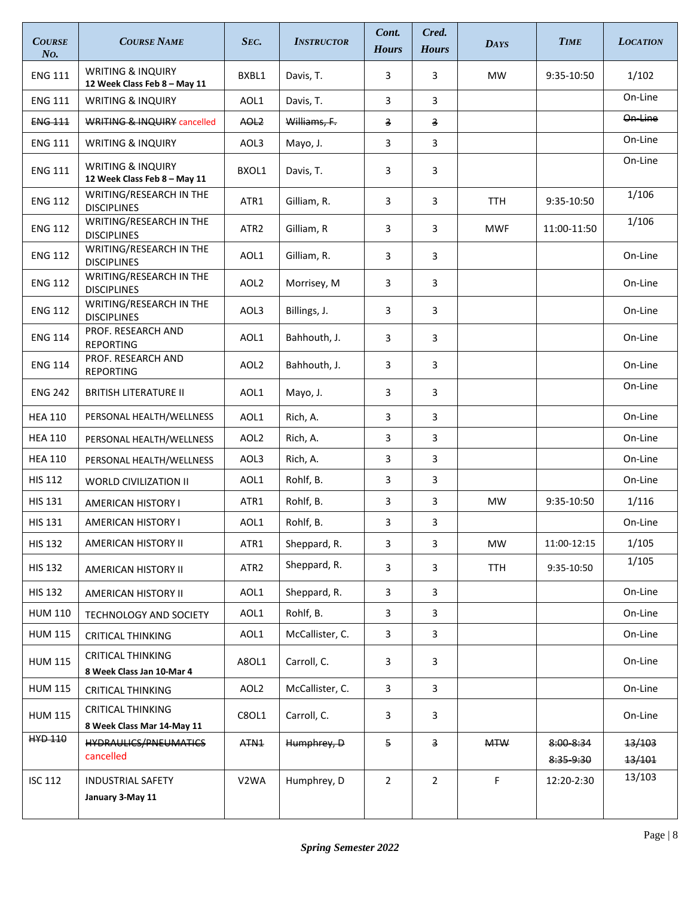| Course No. | Course Name | Sec. | Instructor | Cont. Hours | Cred. Hours | Days | Time | Location |
|---|---|---|---|---|---|---|---|---|
| ENG 111 | WRITING & INQUIRY **12 Week Class Feb 8 – May 11** | BXBL1 | Davis, T. | 3 | 3 | MW | 9:35-10:50 | 1/102 |
| ENG 111 | WRITING & INQUIRY | AOL1 | Davis, T. | 3 | 3 | | | On-Line |
| ~~ENG 111~~ | ~~WRITING & INQUIRY~~ cancelled | ~~AOL2~~ | ~~Williams, F.~~ | ~~3~~ | ~~3~~ | | | ~~On-Line~~ |
| ENG 111 | WRITING & INQUIRY | AOL3 | Mayo, J. | 3 | 3 | | | On-Line |
| ENG 111 | WRITING & INQUIRY **12 Week Class Feb 8 – May 11** | BXOL1 | Davis, T. | 3 | 3 | | | On-Line |
| ENG 112 | WRITING/RESEARCH IN THE DISCIPLINES | ATR1 | Gilliam, R. | 3 | 3 | TTH | 9:35-10:50 | 1/106 |
| ENG 112 | WRITING/RESEARCH IN THE DISCIPLINES | ATR2 | Gilliam, R | 3 | 3 | MWF | 11:00-11:50 | 1/106 |
| ENG 112 | WRITING/RESEARCH IN THE DISCIPLINES | AOL1 | Gilliam, R. | 3 | 3 | | | On-Line |
| ENG 112 | WRITING/RESEARCH IN THE DISCIPLINES | AOL2 | Morrisey, M | 3 | 3 | | | On-Line |
| ENG 112 | WRITING/RESEARCH IN THE DISCIPLINES | AOL3 | Billings, J. | 3 | 3 | | | On-Line |
| ENG 114 | PROF. RESEARCH AND REPORTING | AOL1 | Bahhouth, J. | 3 | 3 | | | On-Line |
| ENG 114 | PROF. RESEARCH AND REPORTING | AOL2 | Bahhouth, J. | 3 | 3 | | | On-Line |
| ENG 242 | BRITISH LITERATURE II | AOL1 | Mayo, J. | 3 | 3 | | | On-Line |
| HEA 110 | PERSONAL HEALTH/WELLNESS | AOL1 | Rich, A. | 3 | 3 | | | On-Line |
| HEA 110 | PERSONAL HEALTH/WELLNESS | AOL2 | Rich, A. | 3 | 3 | | | On-Line |
| HEA 110 | PERSONAL HEALTH/WELLNESS | AOL3 | Rich, A. | 3 | 3 | | | On-Line |
| HIS 112 | WORLD CIVILIZATION II | AOL1 | Rohlf, B. | 3 | 3 | | | On-Line |
| HIS 131 | AMERICAN HISTORY I | ATR1 | Rohlf, B. | 3 | 3 | MW | 9:35-10:50 | 1/116 |
| HIS 131 | AMERICAN HISTORY I | AOL1 | Rohlf, B. | 3 | 3 | | | On-Line |
| HIS 132 | AMERICAN HISTORY II | ATR1 | Sheppard, R. | 3 | 3 | MW | 11:00-12:15 | 1/105 |
| HIS 132 | AMERICAN HISTORY II | ATR2 | Sheppard, R. | 3 | 3 | TTH | 9:35-10:50 | 1/105 |
| HIS 132 | AMERICAN HISTORY II | AOL1 | Sheppard, R. | 3 | 3 | | | On-Line |
| HUM 110 | TECHNOLOGY AND SOCIETY | AOL1 | Rohlf, B. | 3 | 3 | | | On-Line |
| HUM 115 | CRITICAL THINKING | AOL1 | McCallister, C. | 3 | 3 | | | On-Line |
| HUM 115 | CRITICAL THINKING **8 Week Class Jan 10-Mar 4** | A8OL1 | Carroll, C. | 3 | 3 | | | On-Line |
| HUM 115 | CRITICAL THINKING | AOL2 | McCallister, C. | 3 | 3 | | | On-Line |
| HUM 115 | CRITICAL THINKING **8 Week Class Mar 14-May 11** | C8OL1 | Carroll, C. | 3 | 3 | | | On-Line |
| ~~HYD 110~~ | ~~HYDRAULICS/PNEUMATICS~~ cancelled | ~~ATN1~~ | ~~Humphrey, D~~ | ~~5~~ | ~~3~~ | ~~MTW~~ | ~~8:00-8:34~~ ~~8:35-9:30~~ | ~~13/103~~ ~~13/101~~ |
| ISC 112 | INDUSTRIAL SAFETY **January 3-May 11** | V2WA | Humphrey, D | 2 | 2 | F | 12:20-2:30 | 13/103 |

***Spring Semester 2022***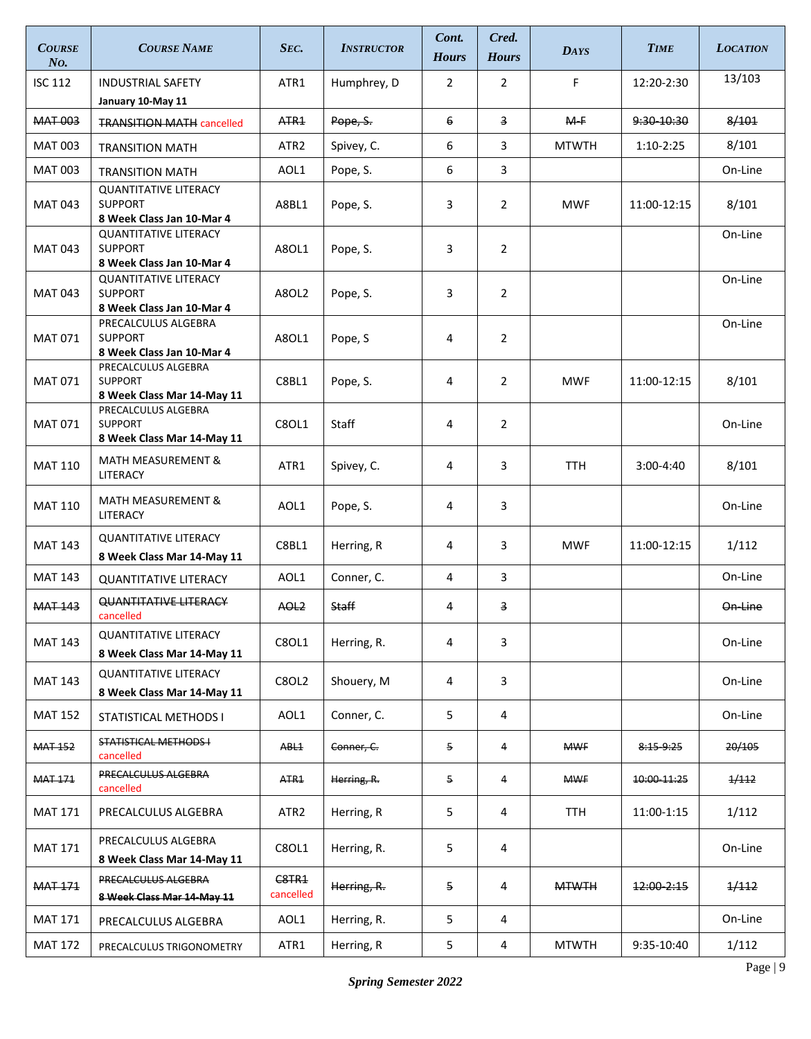| Course No. | Course Name | Sec. | Instructor | Cont. Hours | Cred. Hours | Days | Time | Location |
|---|---|---|---|---|---|---|---|---|
| ISC 112 | INDUSTRIAL SAFETY **January 10-May 11** | ATR1 | Humphrey, D | 2 | 2 | F | 12:20-2:30 | 13/103 |
| ~~MAT 003~~ | ~~TRANSITION MATH~~ cancelled | ~~ATR1~~ | ~~Pope, S.~~ | ~~6~~ | ~~3~~ | ~~M-F~~ | ~~9:30-10:30~~ | ~~8/101~~ |
| MAT 003 | TRANSITION MATH | ATR2 | Spivey, C. | 6 | 3 | MTWTH | 1:10-2:25 | 8/101 |
| MAT 003 | TRANSITION MATH | AOL1 | Pope, S. | 6 | 3 | | | On-Line |
| MAT 043 | QUANTITATIVE LITERACY SUPPORT **8 Week Class Jan 10-Mar 4** | A8BL1 | Pope, S. | 3 | 2 | MWF | 11:00-12:15 | 8/101 |
| MAT 043 | QUANTITATIVE LITERACY SUPPORT **8 Week Class Jan 10-Mar 4** | A8OL1 | Pope, S. | 3 | 2 | | | On-Line |
| MAT 043 | QUANTITATIVE LITERACY SUPPORT **8 Week Class Jan 10-Mar 4** | A8OL2 | Pope, S. | 3 | 2 | | | On-Line |
| MAT 071 | PRECALCULUS ALGEBRA SUPPORT **8 Week Class Jan 10-Mar 4** | A8OL1 | Pope, S | 4 | 2 | | | On-Line |
| MAT 071 | PRECALCULUS ALGEBRA SUPPORT **8 Week Class Mar 14-May 11** | C8BL1 | Pope, S. | 4 | 2 | MWF | 11:00-12:15 | 8/101 |
| MAT 071 | PRECALCULUS ALGEBRA SUPPORT **8 Week Class Mar 14-May 11** | C8OL1 | Staff | 4 | 2 | | | On-Line |
| MAT 110 | MATH MEASUREMENT & LITERACY | ATR1 | Spivey, C. | 4 | 3 | TTH | 3:00-4:40 | 8/101 |
| MAT 110 | MATH MEASUREMENT & LITERACY | AOL1 | Pope, S. | 4 | 3 | | | On-Line |
| MAT 143 | QUANTITATIVE LITERACY **8 Week Class Mar 14-May 11** | C8BL1 | Herring, R | 4 | 3 | MWF | 11:00-12:15 | 1/112 |
| MAT 143 | QUANTITATIVE LITERACY | AOL1 | Conner, C. | 4 | 3 | | | On-Line |
| ~~MAT 143~~ | ~~QUANTITATIVE LITERACY~~ cancelled | ~~AOL2~~ | ~~Staff~~ | 4 | ~~3~~ | | | ~~On-Line~~ |
| MAT 143 | QUANTITATIVE LITERACY **8 Week Class Mar 14-May 11** | C8OL1 | Herring, R. | 4 | 3 | | | On-Line |
| MAT 143 | QUANTITATIVE LITERACY **8 Week Class Mar 14-May 11** | C8OL2 | Shouery, M | 4 | 3 | | | On-Line |
| MAT 152 | STATISTICAL METHODS I | AOL1 | Conner, C. | 5 | 4 | | | On-Line |
| ~~MAT 152~~ | ~~STATISTICAL METHODS I~~ cancelled | ~~ABL1~~ | ~~Conner, C.~~ | ~~5~~ | ~~4~~ | ~~MWF~~ | ~~8:15-9:25~~ | ~~20/105~~ |
| ~~MAT 171~~ | ~~PRECALCULUS ALGEBRA~~ cancelled | ~~ATR1~~ | ~~Herring, R.~~ | ~~5~~ | ~~4~~ | ~~MWF~~ | ~~10:00-11:25~~ | ~~1/112~~ |
| MAT 171 | PRECALCULUS ALGEBRA | ATR2 | Herring, R | 5 | 4 | TTH | 11:00-1:15 | 1/112 |
| MAT 171 | PRECALCULUS ALGEBRA **8 Week Class Mar 14-May 11** | C8OL1 | Herring, R. | 5 | 4 | | | On-Line |
| ~~MAT 171~~ | ~~PRECALCULUS ALGEBRA **8 Week Class Mar 14-May 11**~~ | ~~C8TR1~~ cancelled | ~~Herring, R.~~ | ~~5~~ | 4 | ~~MTWTH~~ | ~~12:00-2:15~~ | ~~1/112~~ |
| MAT 171 | PRECALCULUS ALGEBRA | AOL1 | Herring, R. | 5 | 4 | | | On-Line |
| MAT 172 | PRECALCULUS TRIGONOMETRY | ATR1 | Herring, R | 5 | 4 | MTWTH | 9:35-10:40 | 1/112 |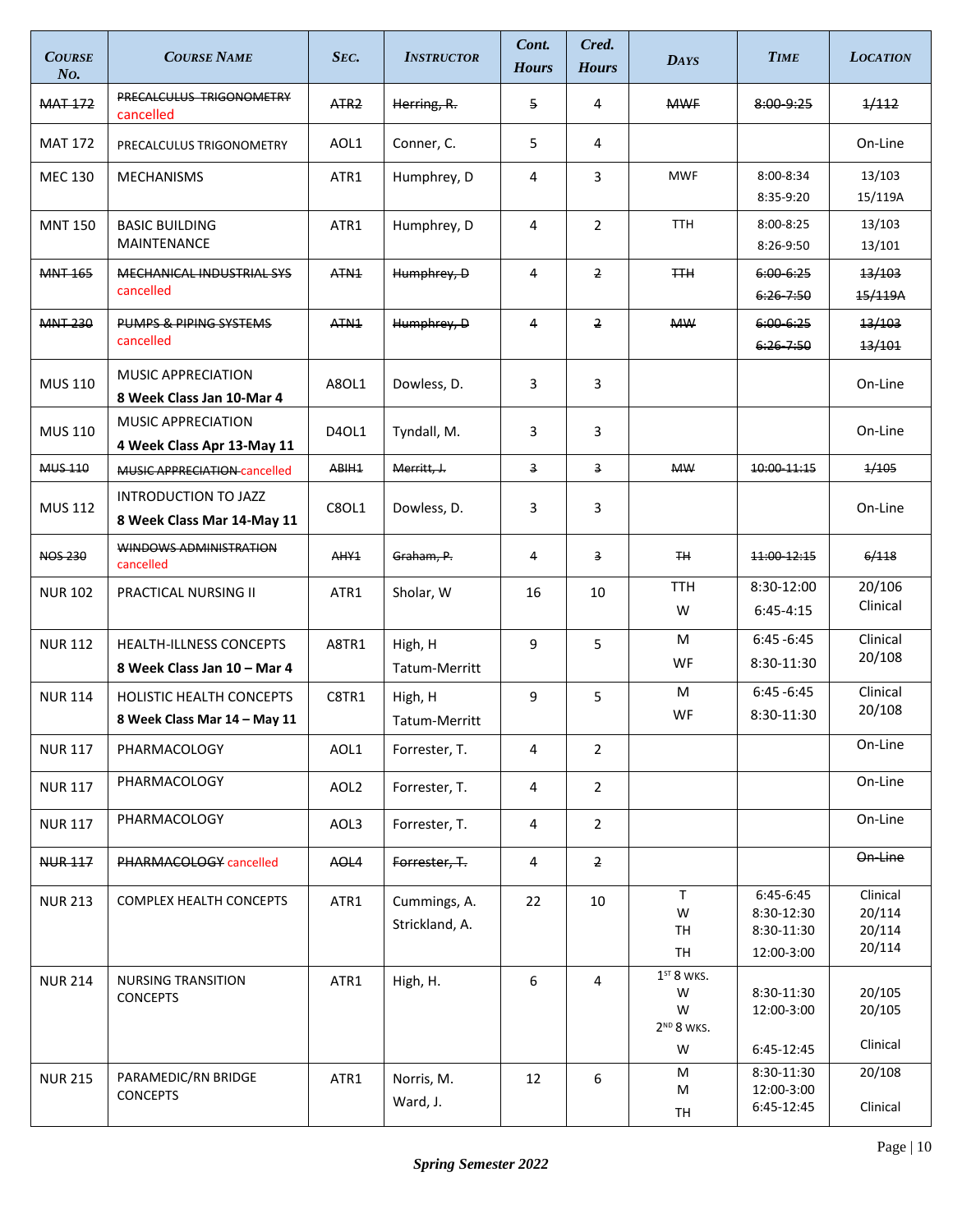| Course No. | Course Name | Sec. | Instructor | Cont. Hours | Cred. Hours | Days | Time | Location |
|---|---|---|---|---|---|---|---|---|
| ~~MAT 172~~ | ~~PRECALCULUS TRIGONOMETRY~~ cancelled | ~~ATR2~~ | ~~Herring, R.~~ | ~~5~~ | 4 | ~~MWF~~ | ~~8:00-9:25~~ | ~~1/112~~ |
| MAT 172 | PRECALCULUS TRIGONOMETRY | AOL1 | Conner, C. | 5 | 4 | | | On-Line |
| MEC 130 | MECHANISMS | ATR1 | Humphrey, D | 4 | 3 | MWF | 8:00-8:34<br>8:35-9:20 | 13/103<br>15/119A |
| MNT 150 | BASIC BUILDING MAINTENANCE | ATR1 | Humphrey, D | 4 | 2 | TTH | 8:00-8:25<br>8:26-9:50 | 13/103<br>13/101 |
| ~~MNT 165~~ | ~~MECHANICAL INDUSTRIAL SYS~~ cancelled | ~~ATN1~~ | ~~Humphrey, D~~ | 4 | ~~2~~ | ~~TTH~~ | ~~6:00-6:25~~<br>~~6:26-7:50~~ | ~~13/103~~<br>~~15/119A~~ |
| ~~MNT 230~~ | ~~PUMPS & PIPING SYSTEMS~~ cancelled | ~~ATN1~~ | ~~Humphrey, D~~ | ~~4~~ | ~~2~~ | ~~MW~~ | ~~6:00-6:25~~<br>~~6:26-7:50~~ | ~~13/103~~<br>~~13/101~~ |
| MUS 110 | MUSIC APPRECIATION<br>**8 Week Class Jan 10-Mar 4** | A8OL1 | Dowless, D. | 3 | 3 | | | On-Line |
| MUS 110 | MUSIC APPRECIATION<br>**4 Week Class Apr 13-May 11** | D4OL1 | Tyndall, M. | 3 | 3 | | | On-Line |
| ~~MUS 110~~ | ~~MUSIC APPRECIATION~~ cancelled | ~~ABIH1~~ | ~~Merritt, J.~~ | ~~3~~ | ~~3~~ | ~~MW~~ | ~~10:00-11:15~~ | ~~1/105~~ |
| MUS 112 | INTRODUCTION TO JAZZ<br>**8 Week Class Mar 14-May 11** | C8OL1 | Dowless, D. | 3 | 3 | | | On-Line |
| ~~NOS 230~~ | ~~WINDOWS ADMINISTRATION~~ cancelled | ~~AHY1~~ | ~~Graham, P.~~ | ~~4~~ | ~~3~~ | ~~TH~~ | ~~11:00-12:15~~ | ~~6/118~~ |
| NUR 102 | PRACTICAL NURSING II | ATR1 | Sholar, W | 16 | 10 | TTH<br>W | 8:30-12:00<br>6:45-4:15 | 20/106<br>Clinical |
| NUR 112 | HEALTH-ILLNESS CONCEPTS<br>**8 Week Class Jan 10 – Mar 4** | A8TR1 | High, H<br>Tatum-Merritt | 9 | 5 | M<br>WF | 6:45 -6:45<br>8:30-11:30 | Clinical<br>20/108 |
| NUR 114 | HOLISTIC HEALTH CONCEPTS<br>**8 Week Class Mar 14 – May 11** | C8TR1 | High, H<br>Tatum-Merritt | 9 | 5 | M<br>WF | 6:45 -6:45<br>8:30-11:30 | Clinical<br>20/108 |
| NUR 117 | PHARMACOLOGY | AOL1 | Forrester, T. | 4 | 2 | | | On-Line |
| NUR 117 | PHARMACOLOGY | AOL2 | Forrester, T. | 4 | 2 | | | On-Line |
| NUR 117 | PHARMACOLOGY | AOL3 | Forrester, T. | 4 | 2 | | | On-Line |
| ~~NUR 117~~ | ~~PHARMACOLOGY~~ cancelled | ~~AOL4~~ | ~~Forrester, T.~~ | 4 | ~~2~~ | | | ~~On-Line~~ |
| NUR 213 | COMPLEX HEALTH CONCEPTS | ATR1 | Cummings, A.<br>Strickland, A. | 22 | 10 | T<br>W<br>TH<br>TH | 6:45-6:45<br>8:30-12:30<br>8:30-11:30<br>12:00-3:00 | Clinical<br>20/114<br>20/114<br>20/114 |
| NUR 214 | NURSING TRANSITION CONCEPTS | ATR1 | High, H. | 6 | 4 | 1ST 8 WKS.<br>W<br>W<br>2ND 8 WKS.<br>W | <br>8:30-11:30<br>12:00-3:00<br><br>6:45-12:45 | <br>20/105<br>20/105<br><br>Clinical |
| NUR 215 | PARAMEDIC/RN BRIDGE CONCEPTS | ATR1 | Norris, M.<br>Ward, J. | 12 | 6 | M<br>M<br>TH | 8:30-11:30<br>12:00-3:00<br>6:45-12:45 | 20/108<br><br>Clinical |

*Spring Semester 2022*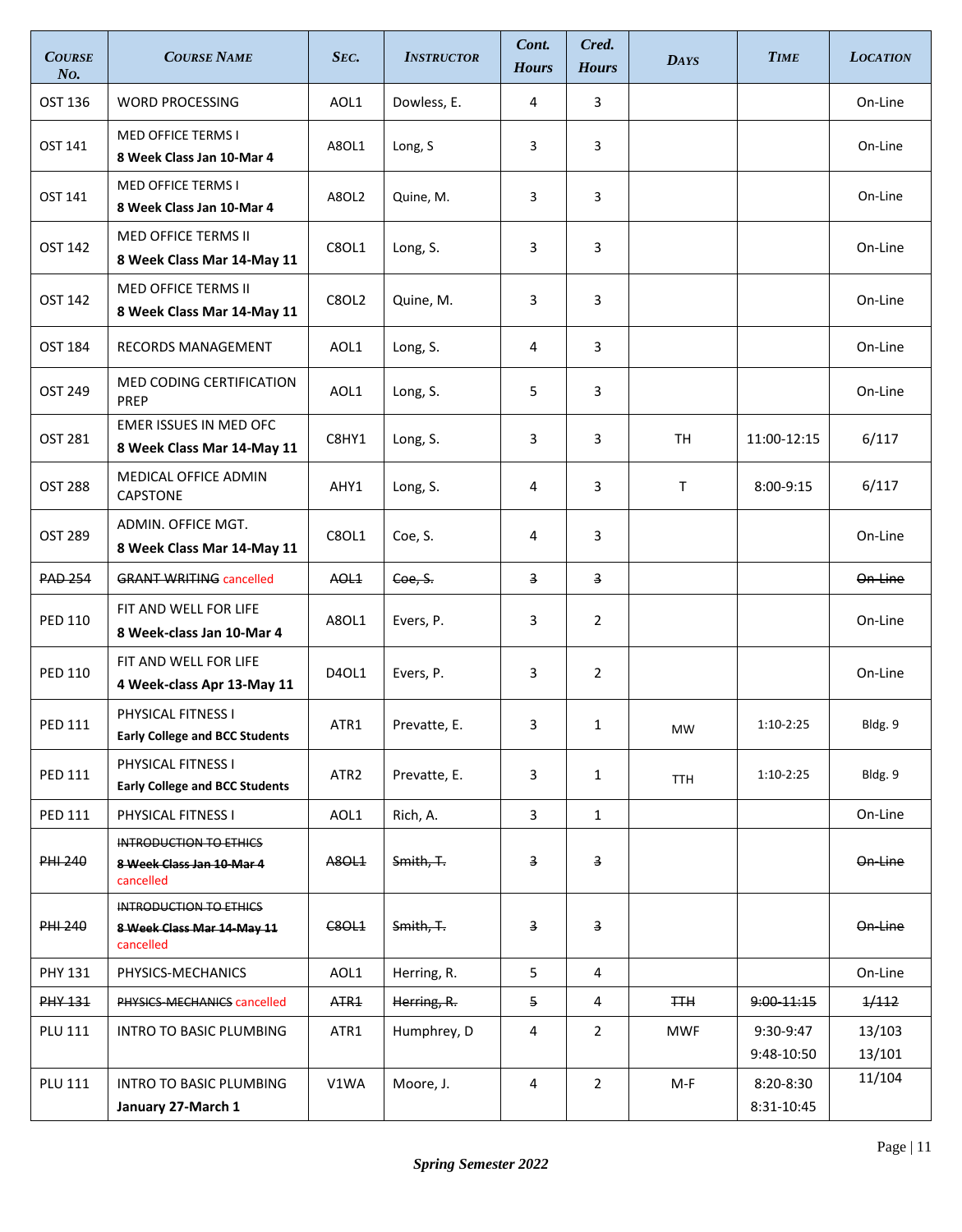| COURSE No. | COURSE NAME | SEC. | INSTRUCTOR | Cont. Hours | Cred. Hours | DAYS | TIME | LOCATION |
|---|---|---|---|---|---|---|---|---|
| OST 136 | WORD PROCESSING | AOL1 | Dowless, E. | 4 | 3 | | | On-Line |
| OST 141 | MED OFFICE TERMS I **8 Week Class Jan 10-Mar 4** | A8OL1 | Long, S | 3 | 3 | | | On-Line |
| OST 141 | MED OFFICE TERMS I **8 Week Class Jan 10-Mar 4** | A8OL2 | Quine, M. | 3 | 3 | | | On-Line |
| OST 142 | MED OFFICE TERMS II **8 Week Class Mar 14-May 11** | C8OL1 | Long, S. | 3 | 3 | | | On-Line |
| OST 142 | MED OFFICE TERMS II **8 Week Class Mar 14-May 11** | C8OL2 | Quine, M. | 3 | 3 | | | On-Line |
| OST 184 | RECORDS MANAGEMENT | AOL1 | Long, S. | 4 | 3 | | | On-Line |
| OST 249 | MED CODING CERTIFICATION PREP | AOL1 | Long, S. | 5 | 3 | | | On-Line |
| OST 281 | EMER ISSUES IN MED OFC **8 Week Class Mar 14-May 11** | C8HY1 | Long, S. | 3 | 3 | TH | 11:00-12:15 | 6/117 |
| OST 288 | MEDICAL OFFICE ADMIN CAPSTONE | AHY1 | Long, S. | 4 | 3 | T | 8:00-9:15 | 6/117 |
| OST 289 | ADMIN. OFFICE MGT. **8 Week Class Mar 14-May 11** | C8OL1 | Coe, S. | 4 | 3 | | | On-Line |
| ~~PAD 254~~ | ~~GRANT WRITING~~ cancelled | ~~AOL1~~ | ~~Coe, S.~~ | ~~3~~ | ~~3~~ | | | ~~On-Line~~ |
| PED 110 | FIT AND WELL FOR LIFE **8 Week-class Jan 10-Mar 4** | A8OL1 | Evers, P. | 3 | 2 | | | On-Line |
| PED 110 | FIT AND WELL FOR LIFE **4 Week-class Apr 13-May 11** | D4OL1 | Evers, P. | 3 | 2 | | | On-Line |
| PED 111 | PHYSICAL FITNESS I **Early College and BCC Students** | ATR1 | Prevatte, E. | 3 | 1 | MW | 1:10-2:25 | Bldg. 9 |
| PED 111 | PHYSICAL FITNESS I **Early College and BCC Students** | ATR2 | Prevatte, E. | 3 | 1 | TTH | 1:10-2:25 | Bldg. 9 |
| PED 111 | PHYSICAL FITNESS I | AOL1 | Rich, A. | 3 | 1 | | | On-Line |
| ~~PHI 240~~ | ~~INTRODUCTION TO ETHICS~~ ~~**8 Week Class Jan 10-Mar 4**~~ cancelled | ~~A8OL1~~ | ~~Smith, T.~~ | ~~3~~ | ~~3~~ | | | ~~On-Line~~ |
| ~~PHI 240~~ | ~~INTRODUCTION TO ETHICS~~ ~~**8 Week Class Mar 14-May 11**~~ cancelled | ~~C8OL1~~ | ~~Smith, T.~~ | ~~3~~ | ~~3~~ | | | ~~On-Line~~ |
| PHY 131 | PHYSICS-MECHANICS | AOL1 | Herring, R. | 5 | 4 | | | On-Line |
| ~~PHY 131~~ | ~~PHYSICS-MECHANICS~~ cancelled | ~~ATR1~~ | ~~Herring, R.~~ | ~~5~~ | 4 | ~~TTH~~ | ~~9:00-11:15~~ | ~~1/112~~ |
| PLU 111 | INTRO TO BASIC PLUMBING | ATR1 | Humphrey, D | 4 | 2 | MWF | 9:30-9:47 9:48-10:50 | 13/103 13/101 |
| PLU 111 | INTRO TO BASIC PLUMBING **January 27-March 1** | V1WA | Moore, J. | 4 | 2 | M-F | 8:20-8:30 8:31-10:45 | 11/104 |

***Spring Semester 2022***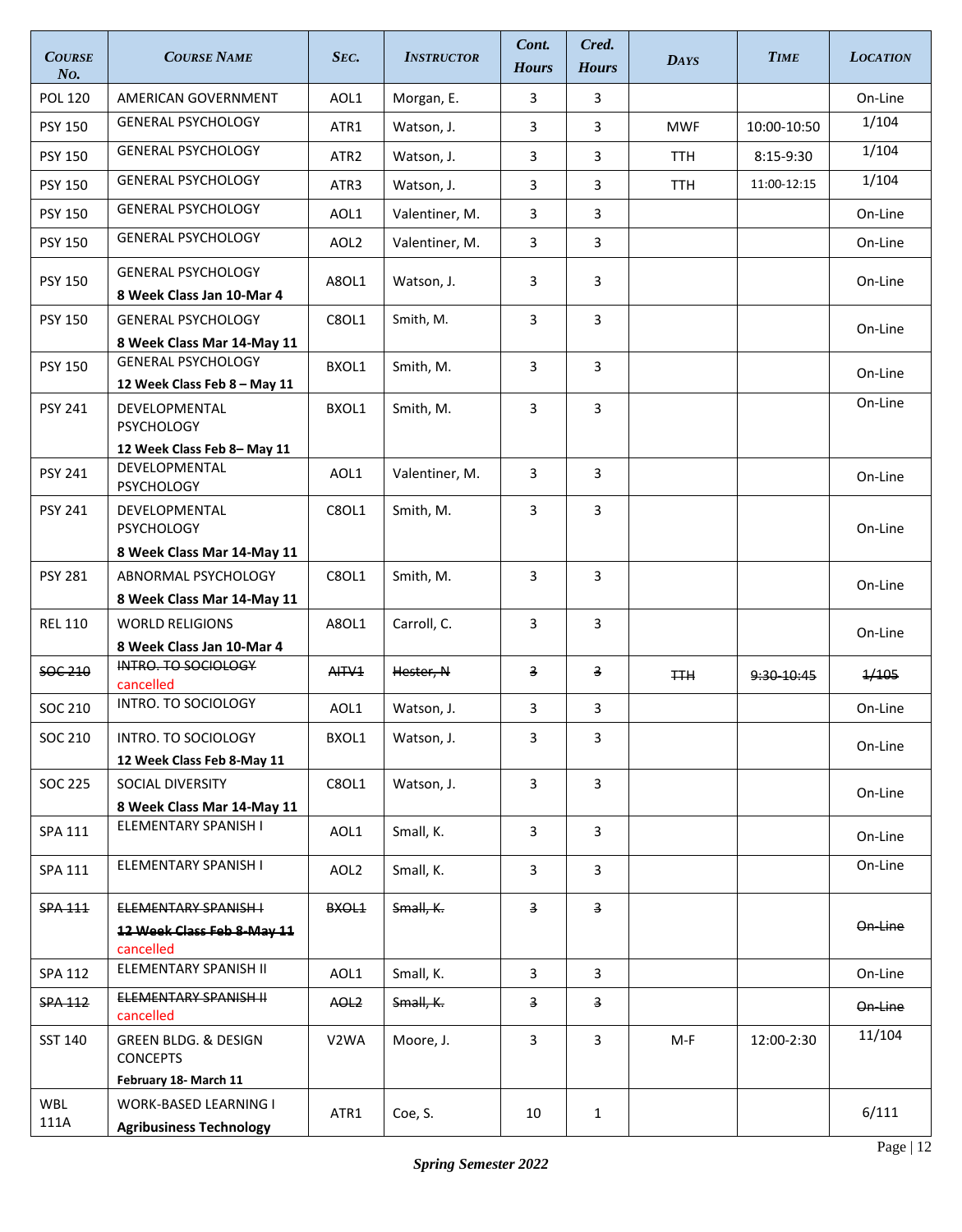| *Course No.* | *Course Name* | *Sec.* | *Instructor* | *Cont. Hours* | *Cred. Hours* | *Days* | *Time* | *Location* |
|---|---|---|---|---|---|---|---|---|
| POL 120 | AMERICAN GOVERNMENT | AOL1 | Morgan, E. | 3 | 3 | | | On-Line |
| PSY 150 | GENERAL PSYCHOLOGY | ATR1 | Watson, J. | 3 | 3 | MWF | 10:00-10:50 | 1/104 |
| PSY 150 | GENERAL PSYCHOLOGY | ATR2 | Watson, J. | 3 | 3 | TTH | 8:15-9:30 | 1/104 |
| PSY 150 | GENERAL PSYCHOLOGY | ATR3 | Watson, J. | 3 | 3 | TTH | 11:00-12:15 | 1/104 |
| PSY 150 | GENERAL PSYCHOLOGY | AOL1 | Valentiner, M. | 3 | 3 | | | On-Line |
| PSY 150 | GENERAL PSYCHOLOGY | AOL2 | Valentiner, M. | 3 | 3 | | | On-Line |
| PSY 150 | GENERAL PSYCHOLOGY **8 Week Class Jan 10-Mar 4** | A8OL1 | Watson, J. | 3 | 3 | | | On-Line |
| PSY 150 | GENERAL PSYCHOLOGY **8 Week Class Mar 14-May 11** | C8OL1 | Smith, M. | 3 | 3 | | | On-Line |
| PSY 150 | GENERAL PSYCHOLOGY **12 Week Class Feb 8 – May 11** | BXOL1 | Smith, M. | 3 | 3 | | | On-Line |
| PSY 241 | DEVELOPMENTAL PSYCHOLOGY **12 Week Class Feb 8– May 11** | BXOL1 | Smith, M. | 3 | 3 | | | On-Line |
| PSY 241 | DEVELOPMENTAL PSYCHOLOGY | AOL1 | Valentiner, M. | 3 | 3 | | | On-Line |
| PSY 241 | DEVELOPMENTAL PSYCHOLOGY **8 Week Class Mar 14-May 11** | C8OL1 | Smith, M. | 3 | 3 | | | On-Line |
| PSY 281 | ABNORMAL PSYCHOLOGY **8 Week Class Mar 14-May 11** | C8OL1 | Smith, M. | 3 | 3 | | | On-Line |
| REL 110 | WORLD RELIGIONS **8 Week Class Jan 10-Mar 4** | A8OL1 | Carroll, C. | 3 | 3 | | | On-Line |
| ~~SOC 210~~ | ~~INTRO. TO SOCIOLOGY~~ cancelled | ~~AITV1~~ | ~~Hester, N~~ | ~~3~~ | ~~3~~ | ~~TTH~~ | ~~9:30-10:45~~ | ~~1/105~~ |
| SOC 210 | INTRO. TO SOCIOLOGY | AOL1 | Watson, J. | 3 | 3 | | | On-Line |
| SOC 210 | INTRO. TO SOCIOLOGY **12 Week Class Feb 8-May 11** | BXOL1 | Watson, J. | 3 | 3 | | | On-Line |
| SOC 225 | SOCIAL DIVERSITY **8 Week Class Mar 14-May 11** | C8OL1 | Watson, J. | 3 | 3 | | | On-Line |
| SPA 111 | ELEMENTARY SPANISH I | AOL1 | Small, K. | 3 | 3 | | | On-Line |
| SPA 111 | ELEMENTARY SPANISH I | AOL2 | Small, K. | 3 | 3 | | | On-Line |
| ~~SPA 111~~ | ~~ELEMENTARY SPANISH I~~ ~~**12 Week Class Feb 8-May 11**~~ cancelled | ~~BXOL1~~ | ~~Small, K.~~ | ~~3~~ | ~~3~~ | | | ~~On-Line~~ |
| SPA 112 | ELEMENTARY SPANISH II | AOL1 | Small, K. | 3 | 3 | | | On-Line |
| ~~SPA 112~~ | ~~ELEMENTARY SPANISH II~~ cancelled | ~~AOL2~~ | ~~Small, K.~~ | ~~3~~ | ~~3~~ | | | ~~On-Line~~ |
| SST 140 | GREEN BLDG. & DESIGN CONCEPTS **February 18- March 11** | V2WA | Moore, J. | 3 | 3 | M-F | 12:00-2:30 | 11/104 |
| WBL 111A | WORK-BASED LEARNING I **Agribusiness Technology** | ATR1 | Coe, S. | 10 | 1 | | | 6/111 |

***Spring Semester 2022***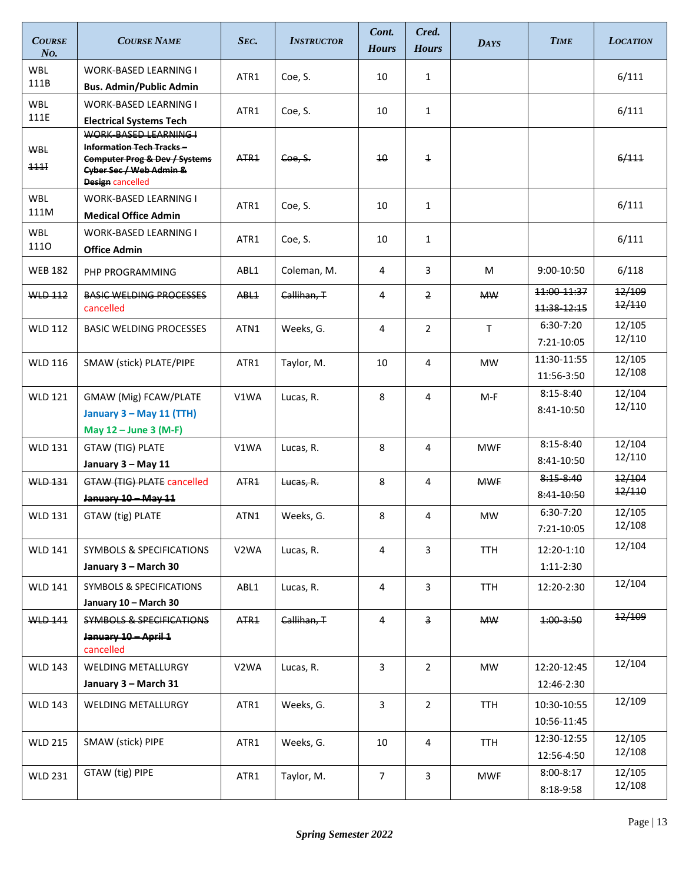| Course No. | Course Name | Sec. | Instructor | Cont. Hours | Cred. Hours | Days | Time | Location |
|---|---|---|---|---|---|---|---|---|
| WBL 111B | WORK-BASED LEARNING I **Bus. Admin/Public Admin** | ATR1 | Coe, S. | 10 | 1 | | | 6/111 |
| WBL 111E | WORK-BASED LEARNING I **Electrical Systems Tech** | ATR1 | Coe, S. | 10 | 1 | | | 6/111 |
| ~~WBL 111I~~ | ~~WORK-BASED LEARNING I~~ ~~**Information Tech Tracks – Computer Prog & Dev / Systems Cyber Sec / Web Admin & Design**~~ cancelled | ~~ATR1~~ | ~~Coe, S.~~ | ~~10~~ | ~~1~~ | | | ~~6/111~~ |
| WBL 111M | WORK-BASED LEARNING I **Medical Office Admin** | ATR1 | Coe, S. | 10 | 1 | | | 6/111 |
| WBL 111O | WORK-BASED LEARNING I **Office Admin** | ATR1 | Coe, S. | 10 | 1 | | | 6/111 |
| WEB 182 | PHP PROGRAMMING | ABL1 | Coleman, M. | 4 | 3 | M | 9:00-10:50 | 6/118 |
| ~~WLD 112~~ | ~~BASIC WELDING PROCESSES~~ cancelled | ~~ABL1~~ | ~~Callihan, T~~ | 4 | ~~2~~ | ~~MW~~ | ~~11:00-11:37~~ ~~11:38-12:15~~ | ~~12/109~~ ~~12/110~~ |
| WLD 112 | BASIC WELDING PROCESSES | ATN1 | Weeks, G. | 4 | 2 | T | 6:30-7:20 7:21-10:05 | 12/105 12/110 |
| WLD 116 | SMAW (stick) PLATE/PIPE | ATR1 | Taylor, M. | 10 | 4 | MW | 11:30-11:55 11:56-3:50 | 12/105 12/108 |
| WLD 121 | GMAW (Mig) FCAW/PLATE **January 3 – May 11 (TTH)** **May 12 – June 3 (M-F)** | V1WA | Lucas, R. | 8 | 4 | M-F | 8:15-8:40 8:41-10:50 | 12/104 12/110 |
| WLD 131 | GTAW (TIG) PLATE **January 3 – May 11** | V1WA | Lucas, R. | 8 | 4 | MWF | 8:15-8:40 8:41-10:50 | 12/104 12/110 |
| ~~WLD 131~~ | ~~GTAW (TIG) PLATE~~ cancelled ~~**January 10 – May 11**~~ | ~~ATR1~~ | ~~Lucas, R.~~ | ~~8~~ | 4 | ~~MWF~~ | ~~8:15-8:40~~ ~~8:41-10:50~~ | ~~12/104~~ ~~12/110~~ |
| WLD 131 | GTAW (tig) PLATE | ATN1 | Weeks, G. | 8 | 4 | MW | 6:30-7:20 7:21-10:05 | 12/105 12/108 |
| WLD 141 | SYMBOLS & SPECIFICATIONS **January 3 – March 30** | V2WA | Lucas, R. | 4 | 3 | TTH | 12:20-1:10 1:11-2:30 | 12/104 |
| WLD 141 | SYMBOLS & SPECIFICATIONS **January 10 – March 30** | ABL1 | Lucas, R. | 4 | 3 | TTH | 12:20-2:30 | 12/104 |
| ~~WLD 141~~ | ~~SYMBOLS & SPECIFICATIONS~~ ~~**January 10 – April 1**~~ cancelled | ~~ATR1~~ | ~~Callihan, T~~ | 4 | ~~3~~ | ~~MW~~ | ~~1:00-3:50~~ | ~~12/109~~ |
| WLD 143 | WELDING METALLURGY **January 3 – March 31** | V2WA | Lucas, R. | 3 | 2 | MW | 12:20-12:45 12:46-2:30 | 12/104 |
| WLD 143 | WELDING METALLURGY | ATR1 | Weeks, G. | 3 | 2 | TTH | 10:30-10:55 10:56-11:45 | 12/109 |
| WLD 215 | SMAW (stick) PIPE | ATR1 | Weeks, G. | 10 | 4 | TTH | 12:30-12:55 12:56-4:50 | 12/105 12/108 |
| WLD 231 | GTAW (tig) PIPE | ATR1 | Taylor, M. | 7 | 3 | MWF | 8:00-8:17 8:18-9:58 | 12/105 12/108 |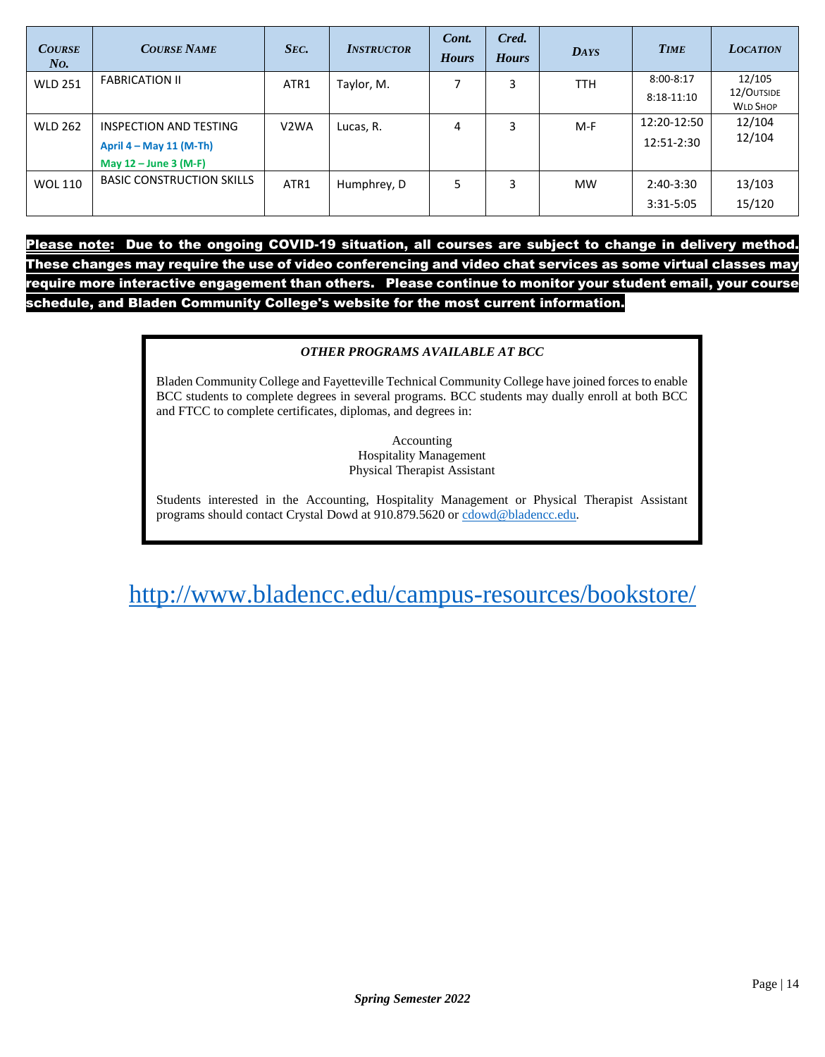| *Course No.* | *Course Name* | *Sec.* | *Instructor* | *Cont. Hours* | *Cred. Hours* | *Days* | *Time* | *Location* |
|---|---|---|---|---|---|---|---|---|
| WLD 251 | FABRICATION II | ATR1 | Taylor, M. | 7 | 3 | TTH | 8:00-8:17<br>8:18-11:10 | 12/105<br>12/Outside Wld Shop |
| WLD 262 | INSPECTION AND TESTING<br>**April 4 – May 11 (M-Th)**<br>**May 12 – June 3 (M-F)** | V2WA | Lucas, R. | 4 | 3 | M-F | 12:20-12:50<br>12:51-2:30 | 12/104<br>12/104 |
| WOL 110 | BASIC CONSTRUCTION SKILLS | ATR1 | Humphrey, D | 5 | 3 | MW | 2:40-3:30<br>3:31-5:05 | 13/103<br>15/120 |

**Please note: Due to the ongoing COVID-19 situation, all courses are subject to change in delivery method. These changes may require the use of video conferencing and video chat services as some virtual classes may require more interactive engagement than others. Please continue to monitor your student email, your course schedule, and Bladen Community College's website for the most current information.**

***OTHER PROGRAMS AVAILABLE AT BCC***

Bladen Community College and Fayetteville Technical Community College have joined forces to enable BCC students to complete degrees in several programs. BCC students may dually enroll at both BCC and FTCC to complete certificates, diplomas, and degrees in:

Accounting
Hospitality Management
Physical Therapist Assistant

Students interested in the Accounting, Hospitality Management or Physical Therapist Assistant programs should contact Crystal Dowd at 910.879.5620 or cdowd@bladencc.edu.

http://www.bladencc.edu/campus-resources/bookstore/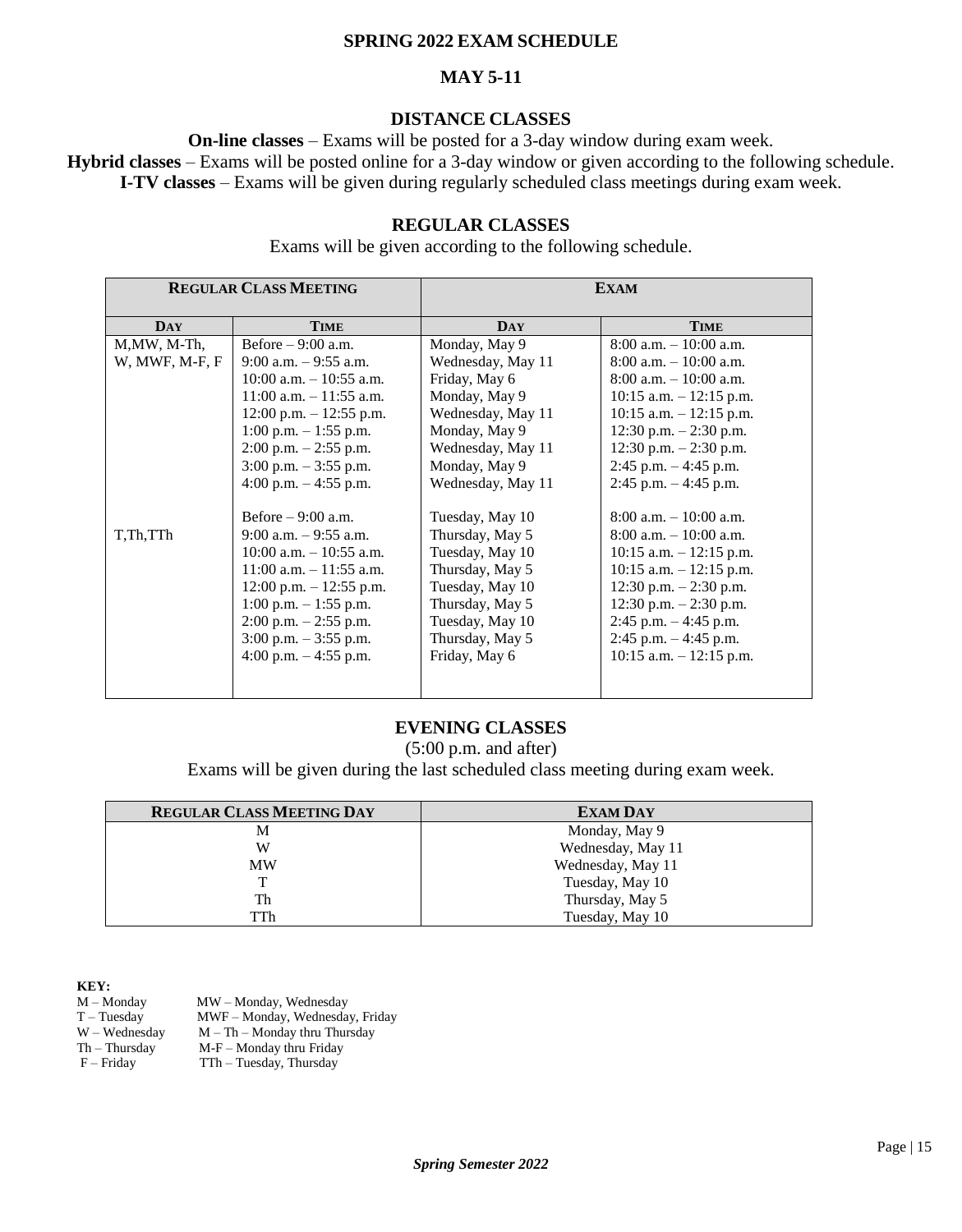**SPRING 2022 EXAM SCHEDULE**

**MAY 5-11**

## DISTANCE CLASSES

**On-line classes** – Exams will be posted for a 3-day window during exam week.

**Hybrid classes** – Exams will be posted online for a 3-day window or given according to the following schedule.

**I-TV classes** – Exams will be given during regularly scheduled class meetings during exam week.

## REGULAR CLASSES

Exams will be given according to the following schedule.

| Regular Class Meeting | | Exam | |
|---|---|---|---|
| **Day** | **Time** | **Day** | **Time** |
| M,MW, M-Th, W, MWF, M-F, F | Before – 9:00 a.m. | Monday, May 9 | 8:00 a.m. – 10:00 a.m. |
| | 9:00 a.m. – 9:55 a.m. | Wednesday, May 11 | 8:00 a.m. – 10:00 a.m. |
| | 10:00 a.m. – 10:55 a.m. | Friday, May 6 | 8:00 a.m. – 10:00 a.m. |
| | 11:00 a.m. – 11:55 a.m. | Monday, May 9 | 10:15 a.m. – 12:15 p.m. |
| | 12:00 p.m. – 12:55 p.m. | Wednesday, May 11 | 10:15 a.m. – 12:15 p.m. |
| | 1:00 p.m. – 1:55 p.m. | Monday, May 9 | 12:30 p.m. – 2:30 p.m. |
| | 2:00 p.m. – 2:55 p.m. | Wednesday, May 11 | 12:30 p.m. – 2:30 p.m. |
| | 3:00 p.m. – 3:55 p.m. | Monday, May 9 | 2:45 p.m. – 4:45 p.m. |
| | 4:00 p.m. – 4:55 p.m. | Wednesday, May 11 | 2:45 p.m. – 4:45 p.m. |
| T,Th,TTh | Before – 9:00 a.m. | Tuesday, May 10 | 8:00 a.m. – 10:00 a.m. |
| | 9:00 a.m. – 9:55 a.m. | Thursday, May 5 | 8:00 a.m. – 10:00 a.m. |
| | 10:00 a.m. – 10:55 a.m. | Tuesday, May 10 | 10:15 a.m. – 12:15 p.m. |
| | 11:00 a.m. – 11:55 a.m. | Thursday, May 5 | 10:15 a.m. – 12:15 p.m. |
| | 12:00 p.m. – 12:55 p.m. | Tuesday, May 10 | 12:30 p.m. – 2:30 p.m. |
| | 1:00 p.m. – 1:55 p.m. | Thursday, May 5 | 12:30 p.m. – 2:30 p.m. |
| | 2:00 p.m. – 2:55 p.m. | Tuesday, May 10 | 2:45 p.m. – 4:45 p.m. |
| | 3:00 p.m. – 3:55 p.m. | Thursday, May 5 | 2:45 p.m. – 4:45 p.m. |
| | 4:00 p.m. – 4:55 p.m. | Friday, May 6 | 10:15 a.m. – 12:15 p.m. |

## EVENING CLASSES

(5:00 p.m. and after)

Exams will be given during the last scheduled class meeting during exam week.

| Regular Class Meeting Day | Exam Day |
|---|---|
| M | Monday, May 9 |
| W | Wednesday, May 11 |
| MW | Wednesday, May 11 |
| T | Tuesday, May 10 |
| Th | Thursday, May 5 |
| TTh | Tuesday, May 10 |

**KEY:**

M – Monday
T – Tuesday
W – Wednesday
Th – Thursday
F – Friday

MW – Monday, Wednesday
MWF – Monday, Wednesday, Friday
M – Th – Monday thru Thursday
M-F – Monday thru Friday
TTh – Tuesday, Thursday